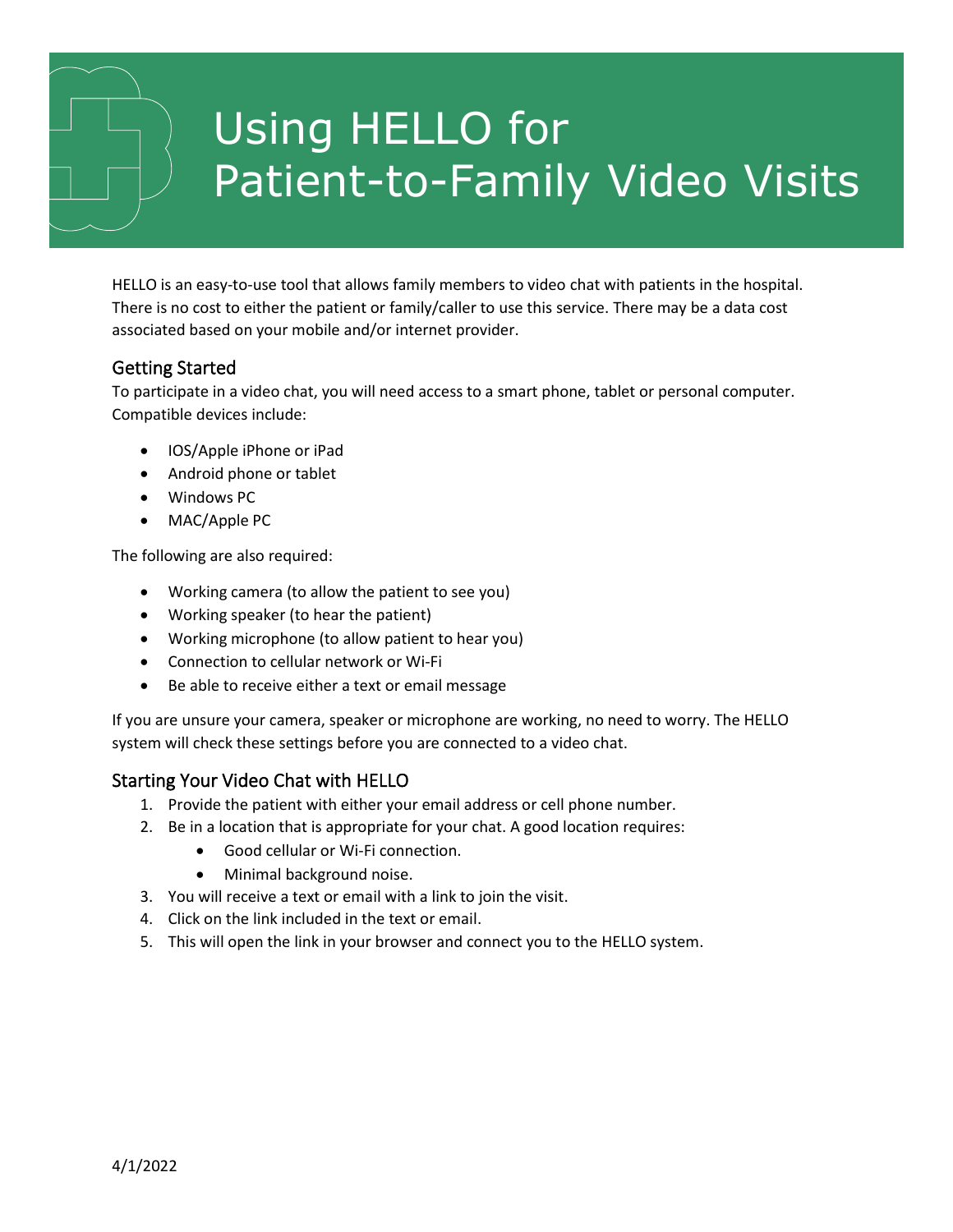# Using HELLO for Patient-to-Family Video Visits

HELLO is an easy-to-use tool that allows family members to video chat with patients in the hospital. There is no cost to either the patient or family/caller to use this service. There may be a data cost associated based on your mobile and/or internet provider.

## Getting Started

To participate in a video chat, you will need access to a smart phone, tablet or personal computer. Compatible devices include:

- IOS/Apple iPhone or iPad
- Android phone or tablet
- Windows PC
- MAC/Apple PC

The following are also required:

- Working camera (to allow the patient to see you)
- Working speaker (to hear the patient)
- Working microphone (to allow patient to hear you)
- Connection to cellular network or Wi-Fi
- Be able to receive either a text or email message

If you are unsure your camera, speaker or microphone are working, no need to worry. The HELLO system will check these settings before you are connected to a video chat.

## Starting Your Video Chat with HELLO

1. Provide the patient with either your email address or cell phone number.
2. Be in a location that is appropriate for your chat. A good location requires:
   - Good cellular or Wi-Fi connection.
   - Minimal background noise.
3. You will receive a text or email with a link to join the visit.
4. Click on the link included in the text or email.
5. This will open the link in your browser and connect you to the HELLO system.

4/1/2022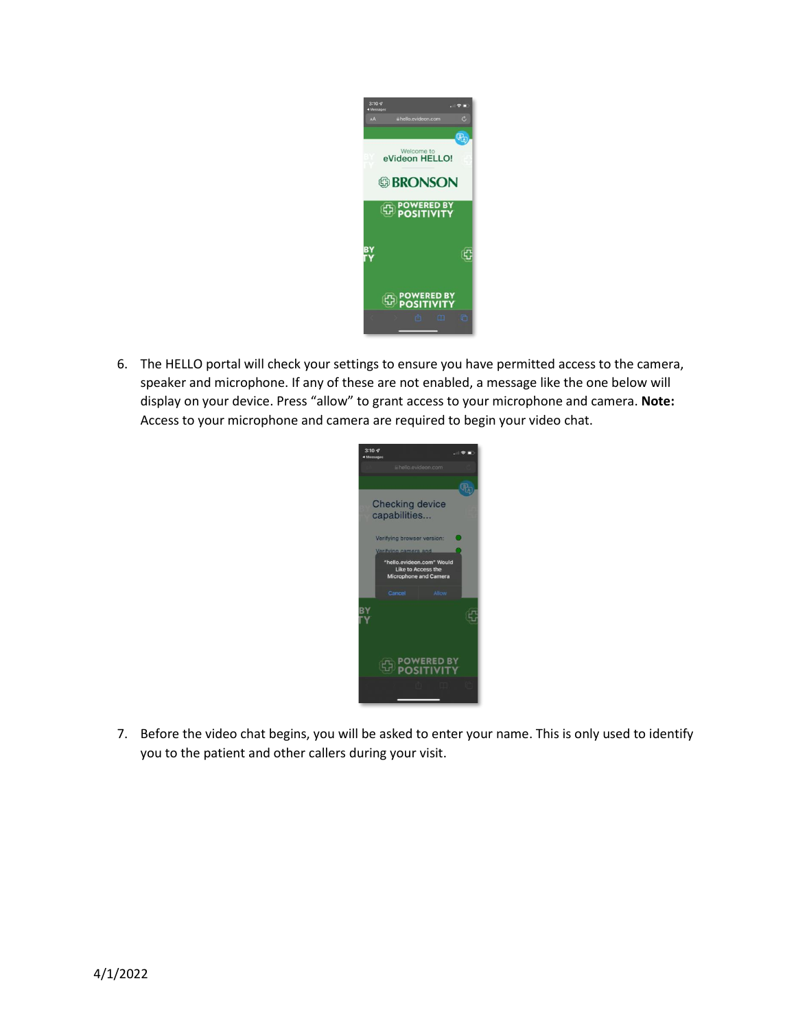6. The HELLO portal will check your settings to ensure you have permitted access to the camera, speaker and microphone. If any of these are not enabled, a message like the one below will display on your device. Press "allow" to grant access to your microphone and camera. **Note:** Access to your microphone and camera are required to begin your video chat.

7. Before the video chat begins, you will be asked to enter your name. This is only used to identify you to the patient and other callers during your visit.

4/1/2022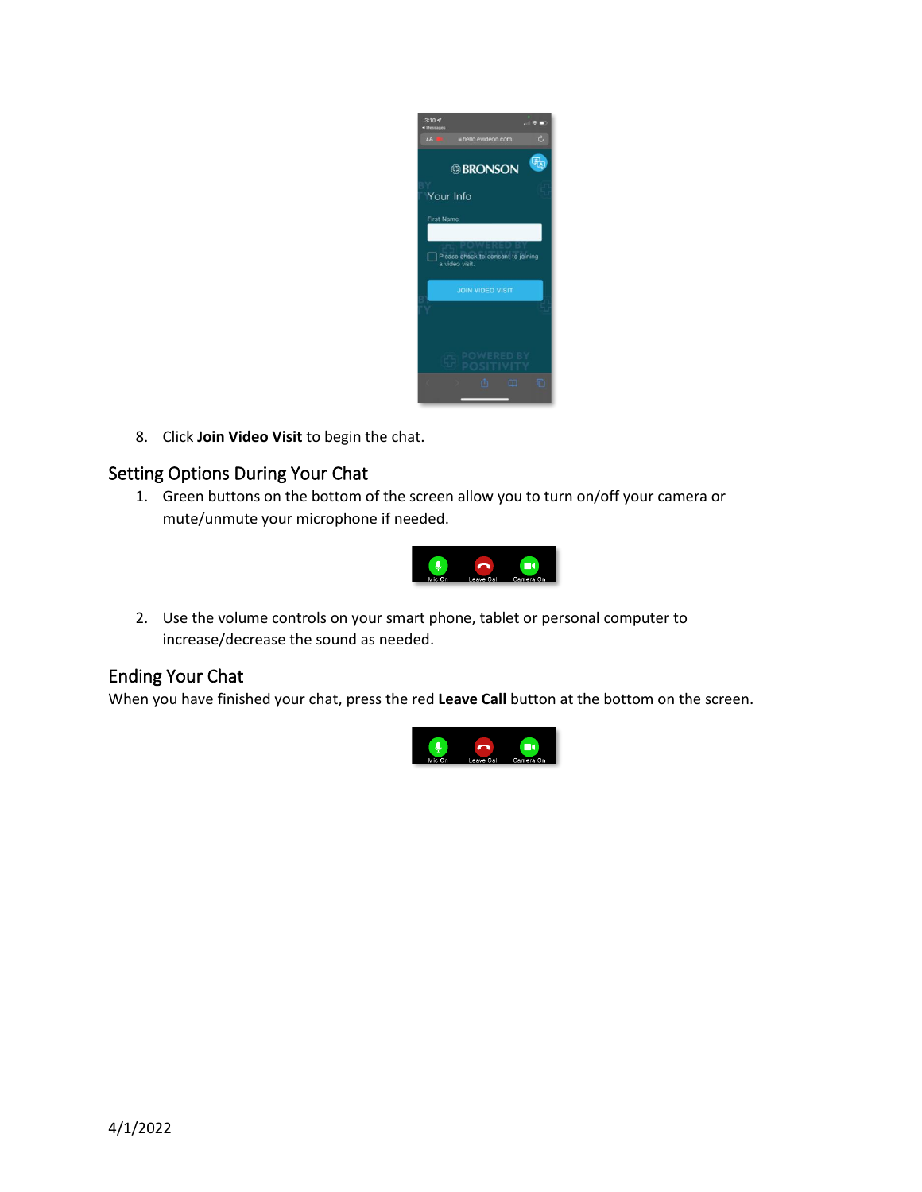8. Click **Join Video Visit** to begin the chat.

## Setting Options During Your Chat

1. Green buttons on the bottom of the screen allow you to turn on/off your camera or mute/unmute your microphone if needed.

2. Use the volume controls on your smart phone, tablet or personal computer to increase/decrease the sound as needed.

## Ending Your Chat

When you have finished your chat, press the red **Leave Call** button at the bottom on the screen.

4/1/2022